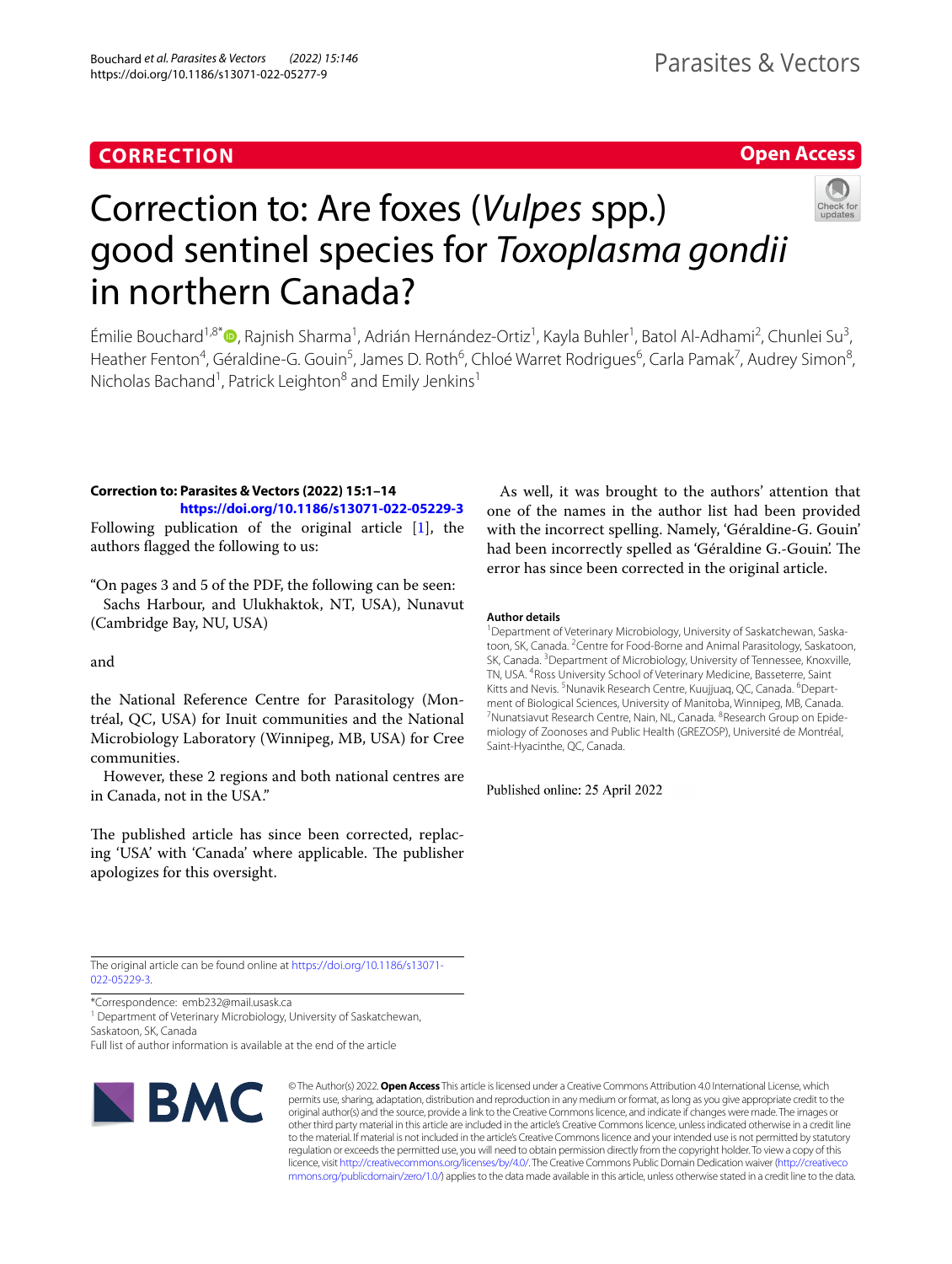**CORRECTION** **Open Access**

# Correction to: Are foxes (*Vulpes* spp.) good sentinel species for *Toxoplasma gondii* in northern Canada?

Émilie Bouchard[1,8*], Rajnish Sharma[1], Adrián Hernández-Ortiz[1], Kayla Buhler[1], Batol Al-Adhami[2], Chunlei Su[3], Heather Fenton[4], Géraldine-G. Gouin[5], James D. Roth[6], Chloé Warret Rodrigues[6], Carla Pamak[7], Audrey Simon[8], Nicholas Bachand[1], Patrick Leighton[8] and Emily Jenkins[1]

**Correction to: Parasites & Vectors (2022) 15:1–14**
**https://doi.org/10.1186/s13071-022-05229-3**

Following publication of the original article [1], the authors flagged the following to us:

"On pages 3 and 5 of the PDF, the following can be seen:

Sachs Harbour, and Ulukhaktok, NT, USA), Nunavut (Cambridge Bay, NU, USA)

and

the National Reference Centre for Parasitology (Montréal, QC, USA) for Inuit communities and the National Microbiology Laboratory (Winnipeg, MB, USA) for Cree communities.

However, these 2 regions and both national centres are in Canada, not in the USA."

The published article has since been corrected, replacing 'USA' with 'Canada' where applicable. The publisher apologizes for this oversight.

As well, it was brought to the authors' attention that one of the names in the author list had been provided with the incorrect spelling. Namely, 'Géraldine-G. Gouin' had been incorrectly spelled as 'Géraldine G.-Gouin'. The error has since been corrected in the original article.

### Author details

[1]Department of Veterinary Microbiology, University of Saskatchewan, Saskatoon, SK, Canada. [2]Centre for Food-Borne and Animal Parasitology, Saskatoon, SK, Canada. [3]Department of Microbiology, University of Tennessee, Knoxville, TN, USA. [4]Ross University School of Veterinary Medicine, Basseterre, Saint Kitts and Nevis. [5]Nunavik Research Centre, Kuujjuaq, QC, Canada. [6]Department of Biological Sciences, University of Manitoba, Winnipeg, MB, Canada. [7]Nunatsiavut Research Centre, Nain, NL, Canada. [8]Research Group on Epidemiology of Zoonoses and Public Health (GREZOSP), Université de Montréal, Saint-Hyacinthe, QC, Canada.

Published online: 25 April 2022

The original article can be found online at https://doi.org/10.1186/s13071-022-05229-3.

*Correspondence: emb232@mail.usask.ca
[1] Department of Veterinary Microbiology, University of Saskatchewan, Saskatoon, SK, Canada
Full list of author information is available at the end of the article

© The Author(s) 2022. **Open Access** This article is licensed under a Creative Commons Attribution 4.0 International License, which permits use, sharing, adaptation, distribution and reproduction in any medium or format, as long as you give appropriate credit to the original author(s) and the source, provide a link to the Creative Commons licence, and indicate if changes were made. The images or other third party material in this article are included in the article's Creative Commons licence, unless indicated otherwise in a credit line to the material. If material is not included in the article's Creative Commons licence and your intended use is not permitted by statutory regulation or exceeds the permitted use, you will need to obtain permission directly from the copyright holder. To view a copy of this licence, visit http://creativecommons.org/licenses/by/4.0/. The Creative Commons Public Domain Dedication waiver (http://creativecommons.org/publicdomain/zero/1.0/) applies to the data made available in this article, unless otherwise stated in a credit line to the data.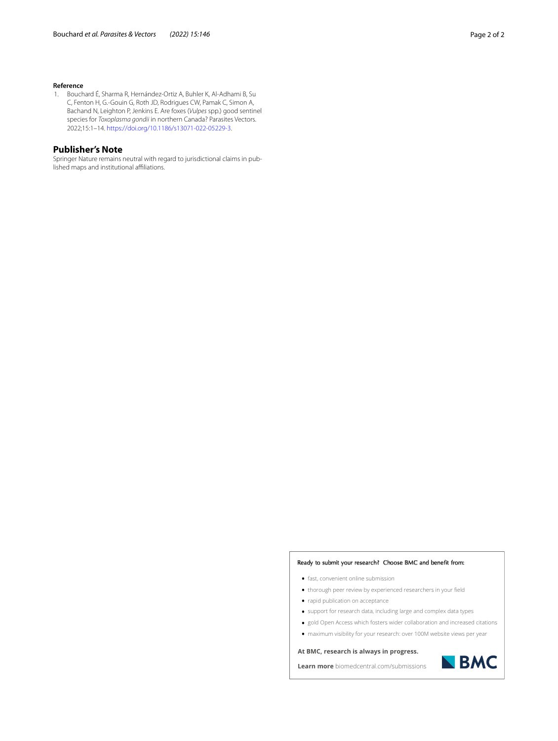### Reference

1. Bouchard É, Sharma R, Hernández-Ortiz A, Buhler K, Al-Adhami B, Su C, Fenton H, G.-Gouin G, Roth JD, Rodrigues CW, Pamak C, Simon A, Bachand N, Leighton P, Jenkins E. Are foxes (*Vulpes* spp.) good sentinel species for *Toxoplasma gondii* in northern Canada? Parasites Vectors. 2022;15:1–14. https://doi.org/10.1186/s13071-022-05229-3.

## Publisher's Note

Springer Nature remains neutral with regard to jurisdictional claims in published maps and institutional affiliations.

Ready to submit your research? Choose BMC and benefit from:

- fast, convenient online submission
- thorough peer review by experienced researchers in your field
- rapid publication on acceptance
- support for research data, including large and complex data types
- gold Open Access which fosters wider collaboration and increased citations
- maximum visibility for your research: over 100M website views per year

**At BMC, research is always in progress.**

**Learn more** biomedcentral.com/submissions

BMC